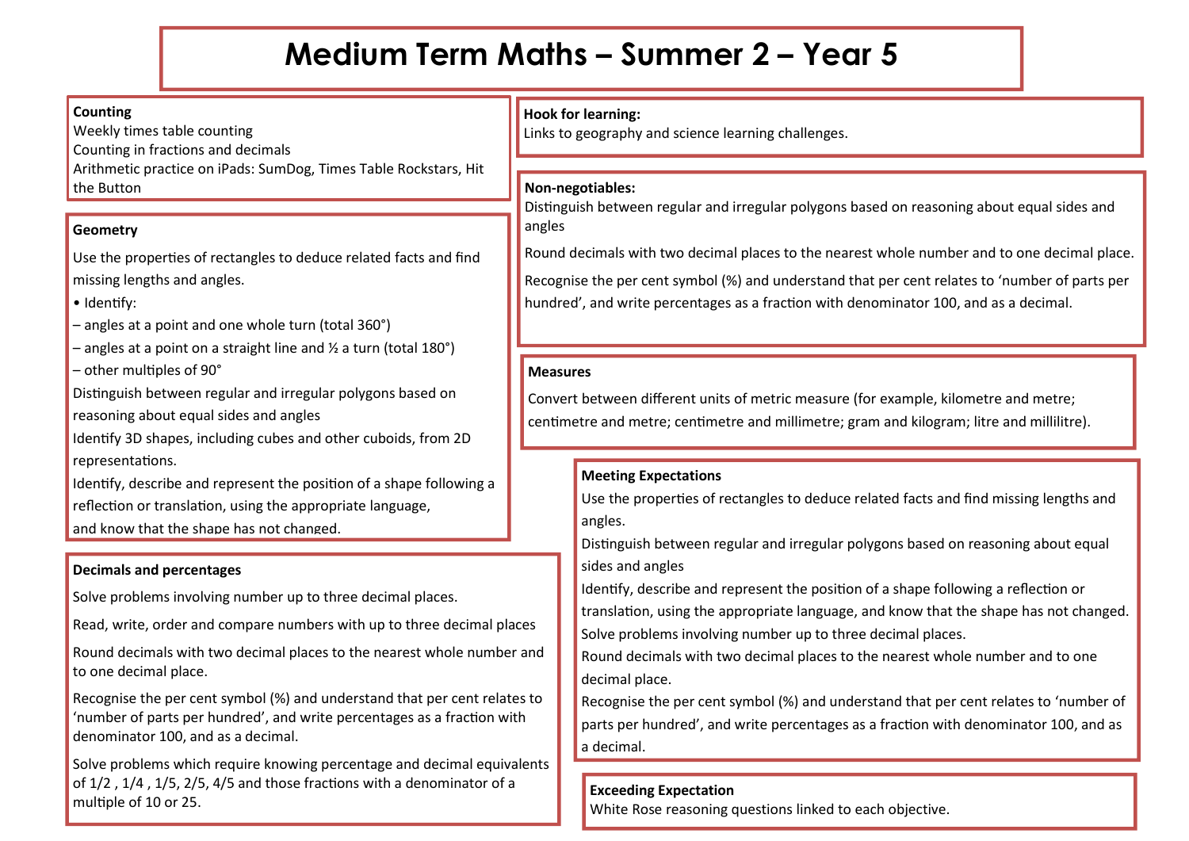# Medium Term Maths – Summer 2 – Year 5

## Counting

Weekly times table counting
Counting in fractions and decimals
Arithmetic practice on iPads: SumDog, Times Table Rockstars, Hit the Button

## Geometry

Use the properties of rectangles to deduce related facts and find missing lengths and angles.

- Identify:
  - – angles at a point and one whole turn (total 360°)
  - – angles at a point on a straight line and ½ a turn (total 180°)
  - – other multiples of 90°

Distinguish between regular and irregular polygons based on reasoning about equal sides and angles

Identify 3D shapes, including cubes and other cuboids, from 2D representations.

Identify, describe and represent the position of a shape following a reflection or translation, using the appropriate language, and know that the shape has not changed.

## Decimals and percentages

Solve problems involving number up to three decimal places.

Read, write, order and compare numbers with up to three decimal places

Round decimals with two decimal places to the nearest whole number and to one decimal place.

Recognise the per cent symbol (%) and understand that per cent relates to 'number of parts per hundred', and write percentages as a fraction with denominator 100, and as a decimal.

Solve problems which require knowing percentage and decimal equivalents of 1/2 , 1/4 , 1/5, 2/5, 4/5 and those fractions with a denominator of a multiple of 10 or 25.

## Hook for learning:

Links to geography and science learning challenges.

## Non-negotiables:

Distinguish between regular and irregular polygons based on reasoning about equal sides and angles

Round decimals with two decimal places to the nearest whole number and to one decimal place.

Recognise the per cent symbol (%) and understand that per cent relates to 'number of parts per hundred', and write percentages as a fraction with denominator 100, and as a decimal.

## Measures

Convert between different units of metric measure (for example, kilometre and metre; centimetre and metre; centimetre and millimetre; gram and kilogram; litre and millilitre).

## Meeting Expectations

Use the properties of rectangles to deduce related facts and find missing lengths and angles.

Distinguish between regular and irregular polygons based on reasoning about equal sides and angles

Identify, describe and represent the position of a shape following a reflection or translation, using the appropriate language, and know that the shape has not changed.

Solve problems involving number up to three decimal places.

Round decimals with two decimal places to the nearest whole number and to one decimal place.

Recognise the per cent symbol (%) and understand that per cent relates to 'number of parts per hundred', and write percentages as a fraction with denominator 100, and as a decimal.

## Exceeding Expectation

White Rose reasoning questions linked to each objective.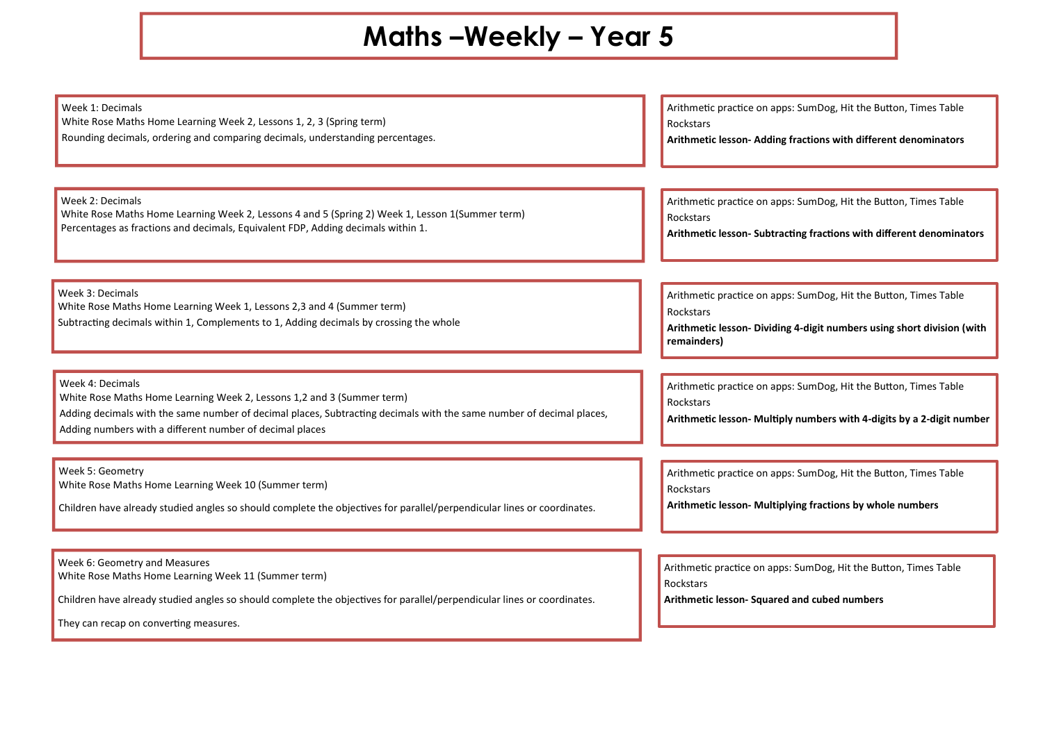# Maths –Weekly – Year 5

Week 1: Decimals
White Rose Maths Home Learning Week 2, Lessons 1, 2, 3 (Spring term)
Rounding decimals, ordering and comparing decimals, understanding percentages.

Arithmetic practice on apps: SumDog, Hit the Button, Times Table Rockstars
**Arithmetic lesson- Adding fractions with different denominators**

Week 2: Decimals
White Rose Maths Home Learning Week 2, Lessons 4 and 5 (Spring 2) Week 1, Lesson 1(Summer term)
Percentages as fractions and decimals, Equivalent FDP, Adding decimals within 1.

Arithmetic practice on apps: SumDog, Hit the Button, Times Table Rockstars
**Arithmetic lesson- Subtracting fractions with different denominators**

Week 3: Decimals
White Rose Maths Home Learning Week 1, Lessons 2,3 and 4 (Summer term)
Subtracting decimals within 1, Complements to 1, Adding decimals by crossing the whole

Arithmetic practice on apps: SumDog, Hit the Button, Times Table Rockstars
**Arithmetic lesson- Dividing 4-digit numbers using short division (with remainders)**

Week 4: Decimals
White Rose Maths Home Learning Week 2, Lessons 1,2 and 3 (Summer term)
Adding decimals with the same number of decimal places, Subtracting decimals with the same number of decimal places, Adding numbers with a different number of decimal places

Arithmetic practice on apps: SumDog, Hit the Button, Times Table Rockstars
**Arithmetic lesson- Multiply numbers with 4-digits by a 2-digit number**

Week 5: Geometry
White Rose Maths Home Learning Week 10 (Summer term)

Children have already studied angles so should complete the objectives for parallel/perpendicular lines or coordinates.

Arithmetic practice on apps: SumDog, Hit the Button, Times Table Rockstars
**Arithmetic lesson- Multiplying fractions by whole numbers**

Week 6: Geometry and Measures
White Rose Maths Home Learning Week 11 (Summer term)

Children have already studied angles so should complete the objectives for parallel/perpendicular lines or coordinates.

They can recap on converting measures.

Arithmetic practice on apps: SumDog, Hit the Button, Times Table Rockstars
**Arithmetic lesson- Squared and cubed numbers**